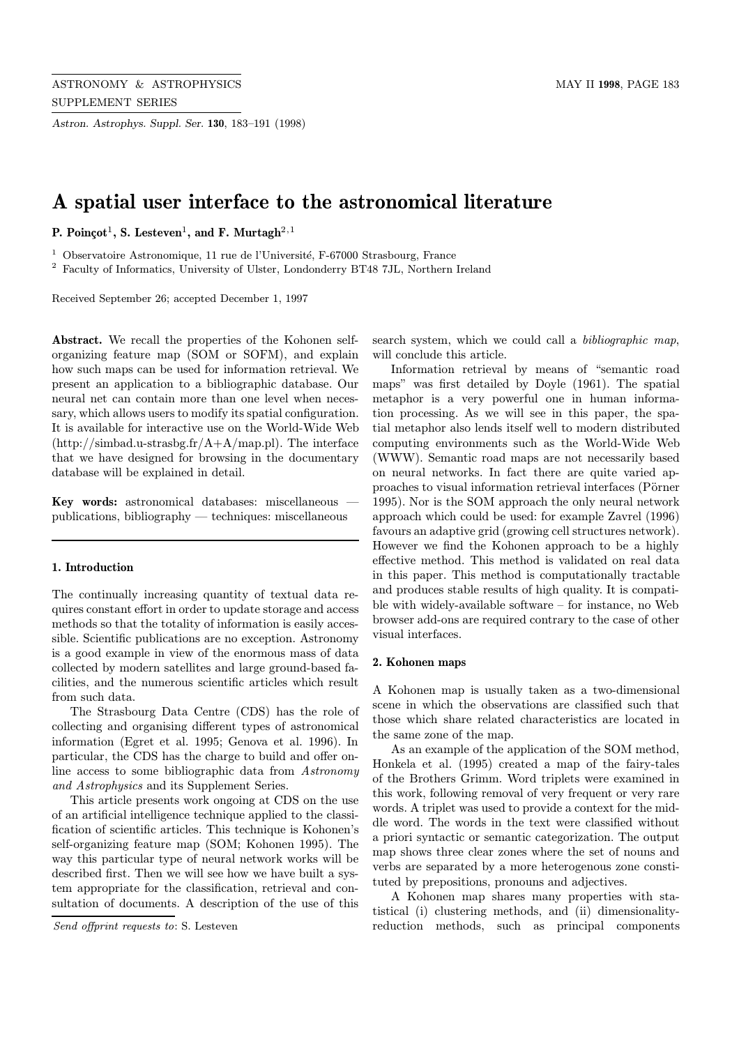# A spatial user interface to the astronomical literature

**P. Poinçot[1], S. Lesteven[1], and F. Murtagh[2,1]**

[1] Observatoire Astronomique, 11 rue de l'Université, F-67000 Strasbourg, France

[2] Faculty of Informatics, University of Ulster, Londonderry BT48 7JL, Northern Ireland

Received September 26; accepted December 1, 1997

**Abstract.** We recall the properties of the Kohonen self-organizing feature map (SOM or SOFM), and explain how such maps can be used for information retrieval. We present an application to a bibliographic database. Our neural net can contain more than one level when necessary, which allows users to modify its spatial configuration. It is available for interactive use on the World-Wide Web (http://simbad.u-strasbg.fr/A+A/map.pl). The interface that we have designed for browsing in the documentary database will be explained in detail.

**Key words:** astronomical databases: miscellaneous — publications, bibliography — techniques: miscellaneous

## 1. Introduction

The continually increasing quantity of textual data requires constant effort in order to update storage and access methods so that the totality of information is easily accessible. Scientific publications are no exception. Astronomy is a good example in view of the enormous mass of data collected by modern satellites and large ground-based facilities, and the numerous scientific articles which result from such data.

The Strasbourg Data Centre (CDS) has the role of collecting and organising different types of astronomical information (Egret et al. 1995; Genova et al. 1996). In particular, the CDS has the charge to build and offer online access to some bibliographic data from *Astronomy and Astrophysics* and its Supplement Series.

This article presents work ongoing at CDS on the use of an artificial intelligence technique applied to the classification of scientific articles. This technique is Kohonen's self-organizing feature map (SOM; Kohonen 1995). The way this particular type of neural network works will be described first. Then we will see how we have built a system appropriate for the classification, retrieval and consultation of documents. A description of the use of this search system, which we could call a *bibliographic map*, will conclude this article.

Information retrieval by means of "semantic road maps" was first detailed by Doyle (1961). The spatial metaphor is a very powerful one in human information processing. As we will see in this paper, the spatial metaphor also lends itself well to modern distributed computing environments such as the World-Wide Web (WWW). Semantic road maps are not necessarily based on neural networks. In fact there are quite varied approaches to visual information retrieval interfaces (Pörner 1995). Nor is the SOM approach the only neural network approach which could be used: for example Zavrel (1996) favours an adaptive grid (growing cell structures network). However we find the Kohonen approach to be a highly effective method. This method is validated on real data in this paper. This method is computationally tractable and produces stable results of high quality. It is compatible with widely-available software – for instance, no Web browser add-ons are required contrary to the case of other visual interfaces.

## 2. Kohonen maps

A Kohonen map is usually taken as a two-dimensional scene in which the observations are classified such that those which share related characteristics are located in the same zone of the map.

As an example of the application of the SOM method, Honkela et al. (1995) created a map of the fairy-tales of the Brothers Grimm. Word triplets were examined in this work, following removal of very frequent or very rare words. A triplet was used to provide a context for the middle word. The words in the text were classified without a priori syntactic or semantic categorization. The output map shows three clear zones where the set of nouns and verbs are separated by a more heterogenous zone constituted by prepositions, pronouns and adjectives.

A Kohonen map shares many properties with statistical (i) clustering methods, and (ii) dimensionality-reduction methods, such as principal components

*Send offprint requests to*: S. Lesteven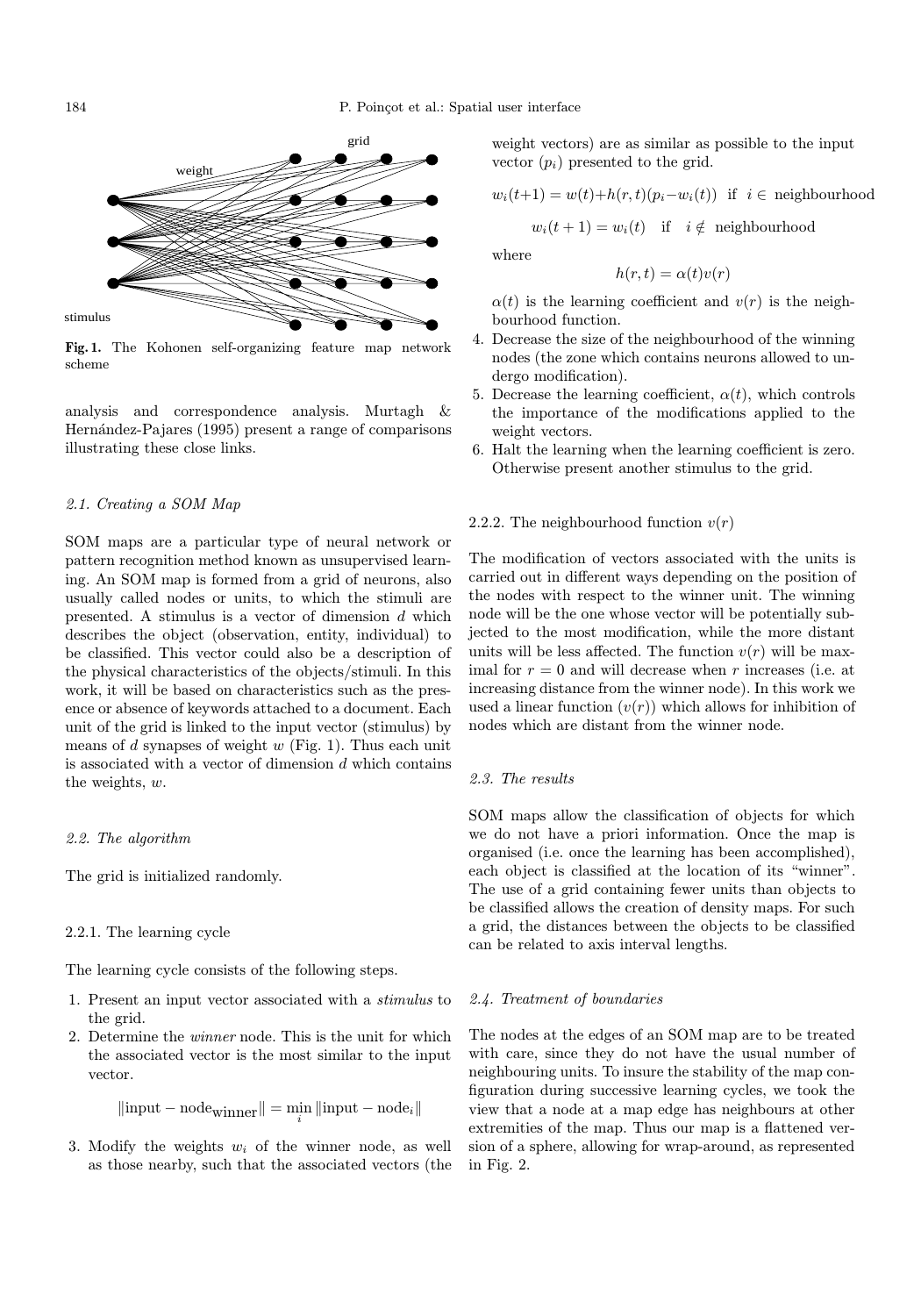Fig. 1. The Kohonen self-organizing feature map network scheme

analysis and correspondence analysis. Murtagh & Hernández-Pajares (1995) present a range of comparisons illustrating these close links.

### 2.1. Creating a SOM Map

SOM maps are a particular type of neural network or pattern recognition method known as unsupervised learning. An SOM map is formed from a grid of neurons, also usually called nodes or units, to which the stimuli are presented. A stimulus is a vector of dimension $d$ which describes the object (observation, entity, individual) to be classified. This vector could also be a description of the physical characteristics of the objects/stimuli. In this work, it will be based on characteristics such as the presence or absence of keywords attached to a document. Each unit of the grid is linked to the input vector (stimulus) by means of $d$ synapses of weight $w$ (Fig. 1). Thus each unit is associated with a vector of dimension $d$ which contains the weights, $w$.

### 2.2. The algorithm

The grid is initialized randomly.

#### 2.2.1. The learning cycle

The learning cycle consists of the following steps.

1. Present an input vector associated with a *stimulus* to the grid.
2. Determine the *winner* node. This is the unit for which the associated vector is the most similar to the input vector.

$$\|\text{input} - \text{node}_{\text{winner}}\| = \min_i \|\text{input} - \text{node}_i\|$$

3. Modify the weights $w_i$ of the winner node, as well as those nearby, such that the associated vectors (the weight vectors) are as similar as possible to the input vector ($p_i$) presented to the grid.

$$w_i(t{+}1) = w(t){+}h(r,t)(p_i{-}w_i(t)) \quad \text{if} \quad i \in \text{ neighbourhood}$$

$$w_i(t+1) = w_i(t) \quad \text{if} \quad i \notin \text{ neighbourhood}$$

where

$$h(r,t) = \alpha(t)v(r)$$

$\alpha(t)$ is the learning coefficient and $v(r)$ is the neighbourhood function.

4. Decrease the size of the neighbourhood of the winning nodes (the zone which contains neurons allowed to undergo modification).
5. Decrease the learning coefficient, $\alpha(t)$, which controls the importance of the modifications applied to the weight vectors.
6. Halt the learning when the learning coefficient is zero. Otherwise present another stimulus to the grid.

#### 2.2.2. The neighbourhood function $v(r)$

The modification of vectors associated with the units is carried out in different ways depending on the position of the nodes with respect to the winner unit. The winning node will be the one whose vector will be potentially subjected to the most modification, while the more distant units will be less affected. The function $v(r)$ will be maximal for $r = 0$ and will decrease when $r$ increases (i.e. at increasing distance from the winner node). In this work we used a linear function ($v(r)$) which allows for inhibition of nodes which are distant from the winner node.

### 2.3. The results

SOM maps allow the classification of objects for which we do not have a priori information. Once the map is organised (i.e. once the learning has been accomplished), each object is classified at the location of its "winner". The use of a grid containing fewer units than objects to be classified allows the creation of density maps. For such a grid, the distances between the objects to be classified can be related to axis interval lengths.

### 2.4. Treatment of boundaries

The nodes at the edges of an SOM map are to be treated with care, since they do not have the usual number of neighbouring units. To insure the stability of the map configuration during successive learning cycles, we took the view that a node at a map edge has neighbours at other extremities of the map. Thus our map is a flattened version of a sphere, allowing for wrap-around, as represented in Fig. 2.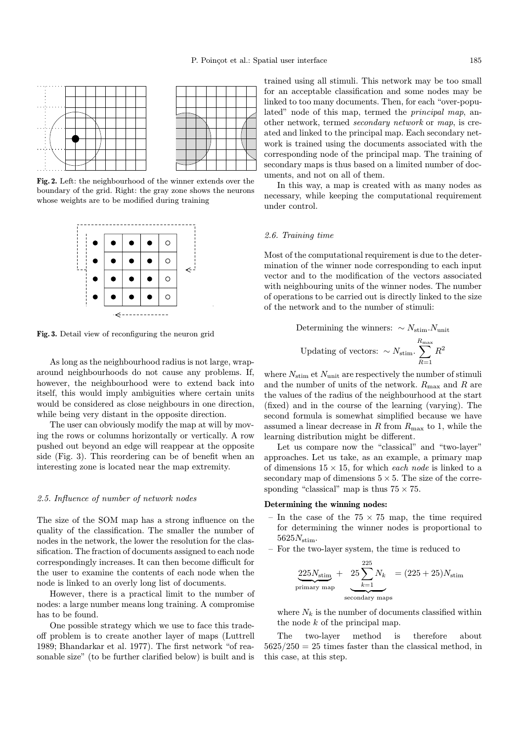**Fig. 2.** Left: the neighbourhood of the winner extends over the boundary of the grid. Right: the gray zone shows the neurons whose weights are to be modified during training

**Fig. 3.** Detail view of reconfiguring the neuron grid

As long as the neighbourhood radius is not large, wrap-around neighbourhoods do not cause any problems. If, however, the neighbourhood were to extend back into itself, this would imply ambiguities where certain units would be considered as close neighbours in one direction, while being very distant in the opposite direction.

The user can obviously modify the map at will by moving the rows or columns horizontally or vertically. A row pushed out beyond an edge will reappear at the opposite side (Fig. 3). This reordering can be of benefit when an interesting zone is located near the map extremity.

### *2.5. Influence of number of network nodes*

The size of the SOM map has a strong influence on the quality of the classification. The smaller the number of nodes in the network, the lower the resolution for the classification. The fraction of documents assigned to each node correspondingly increases. It can then become difficult for the user to examine the contents of each node when the node is linked to an overly long list of documents.

However, there is a practical limit to the number of nodes: a large number means long training. A compromise has to be found.

One possible strategy which we use to face this trade-off problem is to create another layer of maps (Luttrell 1989; Bhandarkar et al. 1977). The first network "of reasonable size" (to be further clarified below) is built and is trained using all stimuli. This network may be too small for an acceptable classification and some nodes may be linked to too many documents. Then, for each "over-populated" node of this map, termed the *principal map*, another network, termed *secondary network* or *map*, is created and linked to the principal map. Each secondary network is trained using the documents associated with the corresponding node of the principal map. The training of secondary maps is thus based on a limited number of documents, and not on all of them.

In this way, a map is created with as many nodes as necessary, while keeping the computational requirement under control.

### *2.6. Training time*

Most of the computational requirement is due to the determination of the winner node corresponding to each input vector and to the modification of the vectors associated with neighbouring units of the winner nodes. The number of operations to be carried out is directly linked to the size of the network and to the number of stimuli:

$$\text{Determining the winners: } \sim N_{\text{stim}}.N_{\text{unit}}$$

$$\text{Updating of vectors: } \sim N_{\text{stim}}.\sum_{R=1}^{R_{\max}} R^2$$

where $N_{\text{stim}}$ et $N_{\text{unit}}$ are respectively the number of stimuli and the number of units of the network. $R_{\max}$ and $R$ are the values of the radius of the neighbourhood at the start (fixed) and in the course of the learning (varying). The second formula is somewhat simplified because we have assumed a linear decrease in $R$ from $R_{\max}$ to 1, while the learning distribution might be different.

Let us compare now the "classical" and "two-layer" approaches. Let us take, as an example, a primary map of dimensions $15 \times 15$, for which *each node* is linked to a secondary map of dimensions $5 \times 5$. The size of the corresponding "classical" map is thus $75 \times 75$.

**Determining the winning nodes:**

- In the case of the $75 \times 75$ map, the time required for determining the winner nodes is proportional to $5625 N_{\text{stim}}$.
- For the two-layer system, the time is reduced to

$$\underbrace{225 N_{\text{stim}}}_{\text{primary map}} + \underbrace{25 \sum_{k=1}^{225} N_k}_{\text{secondary maps}} = (225 + 25) N_{\text{stim}}$$

  where $N_k$ is the number of documents classified within the node $k$ of the principal map.

The two-layer method is therefore about $5625/250 = 25$ times faster than the classical method, in this case, at this step.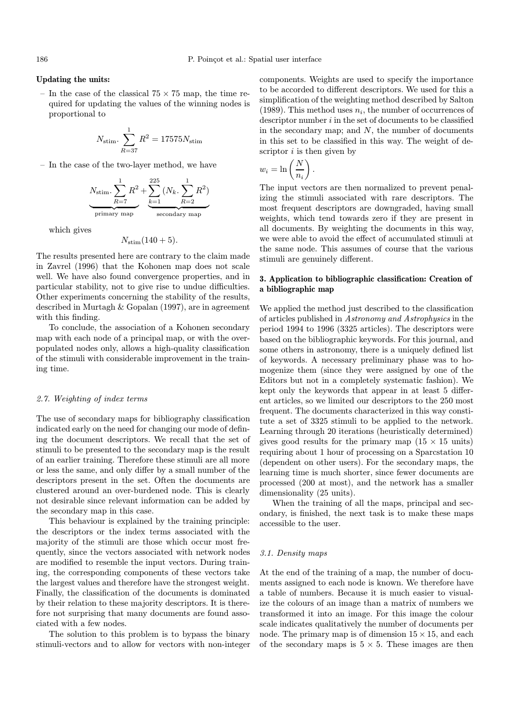**Updating the units:**

– In the case of the classical $75 \times 75$ map, the time required for updating the values of the winning nodes is proportional to

$$N_{\text{stim}}.\sum_{R=37}^{1} R^2 = 17575 N_{\text{stim}}$$

– In the case of the two-layer method, we have

$$\underbrace{N_{\text{stim}}.\sum_{R=7}^{1} R^2}_{\text{primary map}} + \underbrace{\sum_{k=1}^{225} (N_k.\sum_{R=2}^{1} R^2)}_{\text{secondary map}}$$

which gives

$$N_{\text{stim}}(140 + 5).$$

The results presented here are contrary to the claim made in Zavrel (1996) that the Kohonen map does not scale well. We have also found convergence properties, and in particular stability, not to give rise to undue difficulties. Other experiments concerning the stability of the results, described in Murtagh & Gopalan (1997), are in agreement with this finding.

To conclude, the association of a Kohonen secondary map with each node of a principal map, or with the over-populated nodes only, allows a high-quality classification of the stimuli with considerable improvement in the training time.

### *2.7. Weighting of index terms*

The use of secondary maps for bibliography classification indicated early on the need for changing our mode of defining the document descriptors. We recall that the set of stimuli to be presented to the secondary map is the result of an earlier training. Therefore these stimuli are all more or less the same, and only differ by a small number of the descriptors present in the set. Often the documents are clustered around an over-burdened node. This is clearly not desirable since relevant information can be added by the secondary map in this case.

This behaviour is explained by the training principle: the descriptors or the index terms associated with the majority of the stimuli are those which occur most frequently, since the vectors associated with network nodes are modified to resemble the input vectors. During training, the corresponding components of these vectors take the largest values and therefore have the strongest weight. Finally, the classification of the documents is dominated by their relation to these majority descriptors. It is therefore not surprising that many documents are found associated with a few nodes.

The solution to this problem is to bypass the binary stimuli-vectors and to allow for vectors with non-integer components. Weights are used to specify the importance to be accorded to different descriptors. We used for this a simplification of the weighting method described by Salton (1989). This method uses $n_i$, the number of occurrences of descriptor number $i$ in the set of documents to be classified in the secondary map; and $N$, the number of documents in this set to be classified in this way. The weight of descriptor $i$ is then given by

$$w_i = \ln\left(\frac{N}{n_i}\right).$$

The input vectors are then normalized to prevent penalizing the stimuli associated with rare descriptors. The most frequent descriptors are downgraded, having small weights, which tend towards zero if they are present in all documents. By weighting the documents in this way, we were able to avoid the effect of accumulated stimuli at the same node. This assumes of course that the various stimuli are genuinely different.

## 3. Application to bibliographic classification: Creation of a bibliographic map

We applied the method just described to the classification of articles published in *Astronomy and Astrophysics* in the period 1994 to 1996 (3325 articles). The descriptors were based on the bibliographic keywords. For this journal, and some others in astronomy, there is a uniquely defined list of keywords. A necessary preliminary phase was to homogenize them (since they were assigned by one of the Editors but not in a completely systematic fashion). We kept only the keywords that appear in at least 5 different articles, so we limited our descriptors to the 250 most frequent. The documents characterized in this way constitute a set of 3325 stimuli to be applied to the network. Learning through 20 iterations (heuristically determined) gives good results for the primary map ($15 \times 15$ units) requiring about 1 hour of processing on a Sparcstation 10 (dependent on other users). For the secondary maps, the learning time is much shorter, since fewer documents are processed (200 at most), and the network has a smaller dimensionality (25 units).

When the training of all the maps, principal and secondary, is finished, the next task is to make these maps accessible to the user.

### *3.1. Density maps*

At the end of the training of a map, the number of documents assigned to each node is known. We therefore have a table of numbers. Because it is much easier to visualize the colours of an image than a matrix of numbers we transformed it into an image. For this image the colour scale indicates qualitatively the number of documents per node. The primary map is of dimension $15 \times 15$, and each of the secondary maps is $5 \times 5$. These images are then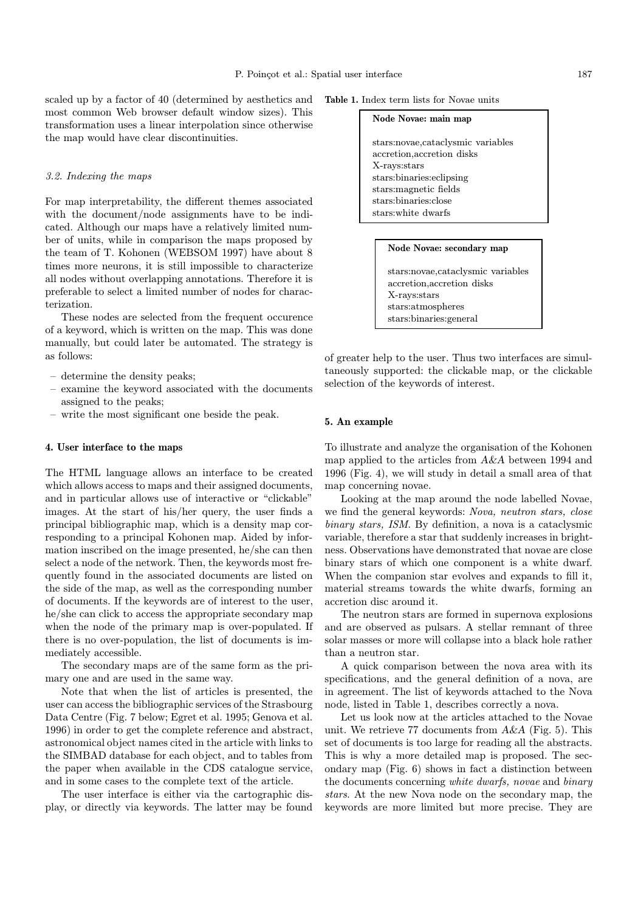scaled up by a factor of 40 (determined by aesthetics and most common Web browser default window sizes). This transformation uses a linear interpolation since otherwise the map would have clear discontinuities.

### *3.2. Indexing the maps*

For map interpretability, the different themes associated with the document/node assignments have to be indicated. Although our maps have a relatively limited number of units, while in comparison the maps proposed by the team of T. Kohonen (WEBSOM 1997) have about 8 times more neurons, it is still impossible to characterize all nodes without overlapping annotations. Therefore it is preferable to select a limited number of nodes for characterization.

These nodes are selected from the frequent occurence of a keyword, which is written on the map. This was done manually, but could later be automated. The strategy is as follows:

- determine the density peaks;
- examine the keyword associated with the documents assigned to the peaks;
- write the most significant one beside the peak.

## 4. User interface to the maps

The HTML language allows an interface to be created which allows access to maps and their assigned documents, and in particular allows use of interactive or "clickable" images. At the start of his/her query, the user finds a principal bibliographic map, which is a density map corresponding to a principal Kohonen map. Aided by information inscribed on the image presented, he/she can then select a node of the network. Then, the keywords most frequently found in the associated documents are listed on the side of the map, as well as the corresponding number of documents. If the keywords are of interest to the user, he/she can click to access the appropriate secondary map when the node of the primary map is over-populated. If there is no over-population, the list of documents is immediately accessible.

The secondary maps are of the same form as the primary one and are used in the same way.

Note that when the list of articles is presented, the user can access the bibliographic services of the Strasbourg Data Centre (Fig. 7 below; Egret et al. 1995; Genova et al. 1996) in order to get the complete reference and abstract, astronomical object names cited in the article with links to the SIMBAD database for each object, and to tables from the paper when available in the CDS catalogue service, and in some cases to the complete text of the article.

The user interface is either via the cartographic display, or directly via keywords. The latter may be found of greater help to the user. Thus two interfaces are simultaneously supported: the clickable map, or the clickable selection of the keywords of interest.

**Table 1.** Index term lists for Novae units

| **Node Novae: main map** |
|---|
| stars:novae,cataclysmic variables |
| accretion,accretion disks |
| X-rays:stars |
| stars:binaries:eclipsing |
| stars:magnetic fields |
| stars:binaries:close |
| stars:white dwarfs |

| **Node Novae: secondary map** |
|---|
| stars:novae,cataclysmic variables |
| accretion,accretion disks |
| X-rays:stars |
| stars:atmospheres |
| stars:binaries:general |

## 5. An example

To illustrate and analyze the organisation of the Kohonen map applied to the articles from *A&A* between 1994 and 1996 (Fig. 4), we will study in detail a small area of that map concerning novae.

Looking at the map around the node labelled Novae, we find the general keywords: *Nova, neutron stars, close binary stars, ISM.* By definition, a nova is a cataclysmic variable, therefore a star that suddenly increases in brightness. Observations have demonstrated that novae are close binary stars of which one component is a white dwarf. When the companion star evolves and expands to fill it, material streams towards the white dwarfs, forming an accretion disc around it.

The neutron stars are formed in supernova explosions and are observed as pulsars. A stellar remnant of three solar masses or more will collapse into a black hole rather than a neutron star.

A quick comparison between the nova area with its specifications, and the general definition of a nova, are in agreement. The list of keywords attached to the Nova node, listed in Table 1, describes correctly a nova.

Let us look now at the articles attached to the Novae unit. We retrieve 77 documents from *A&A* (Fig. 5). This set of documents is too large for reading all the abstracts. This is why a more detailed map is proposed. The secondary map (Fig. 6) shows in fact a distinction between the documents concerning *white dwarfs, novae* and *binary stars*. At the new Nova node on the secondary map, the keywords are more limited but more precise. They are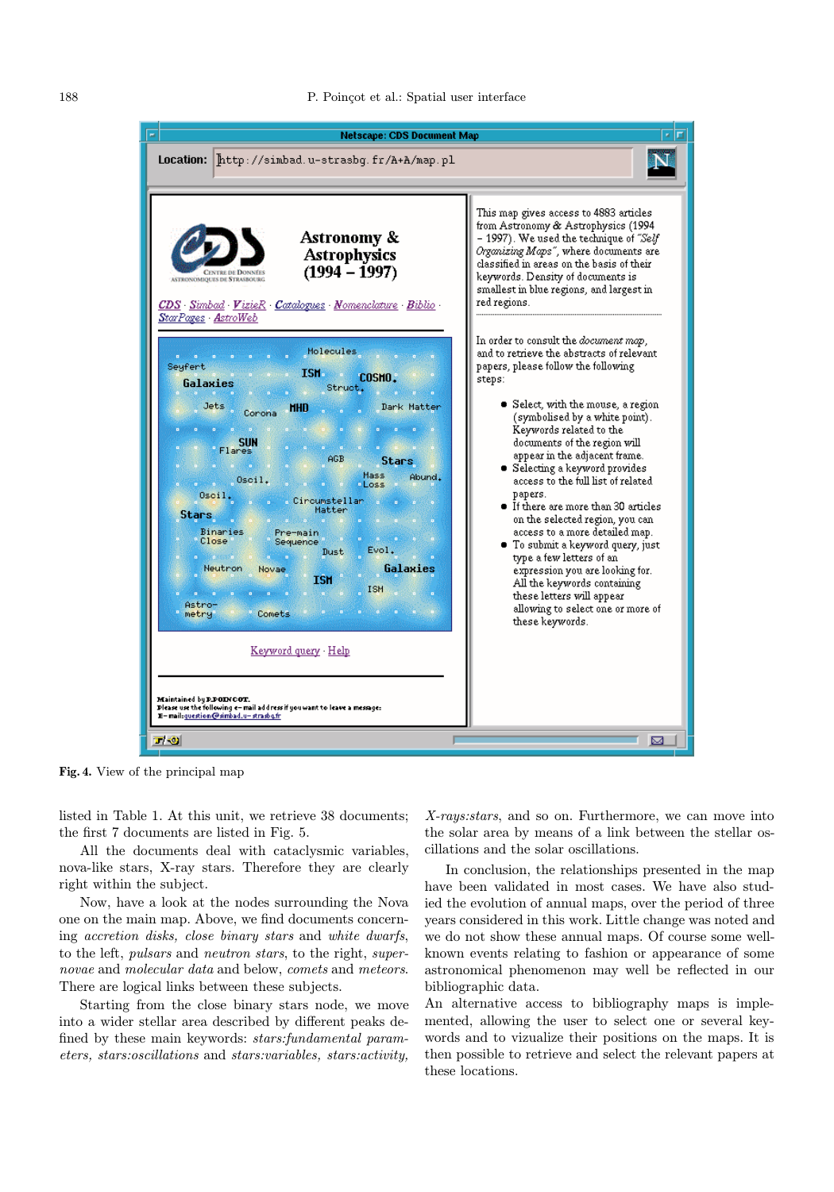Fig. 4. View of the principal map

listed in Table 1. At this unit, we retrieve 38 documents; the first 7 documents are listed in Fig. 5.

All the documents deal with cataclysmic variables, nova-like stars, X-ray stars. Therefore they are clearly right within the subject.

Now, have a look at the nodes surrounding the Nova one on the main map. Above, we find documents concerning *accretion disks*, *close binary stars* and *white dwarfs*, to the left, *pulsars* and *neutron stars*, to the right, *supernovae* and *molecular data* and below, *comets* and *meteors*. There are logical links between these subjects.

Starting from the close binary stars node, we move into a wider stellar area described by different peaks defined by these main keywords: *stars:fundamental parameters, stars:oscillations* and *stars:variables, stars:activity, X-rays:stars*, and so on. Furthermore, we can move into the solar area by means of a link between the stellar oscillations and the solar oscillations.

In conclusion, the relationships presented in the map have been validated in most cases. We have also studied the evolution of annual maps, over the period of three years considered in this work. Little change was noted and we do not show these annual maps. Of course some well-known events relating to fashion or appearance of some astronomical phenomenon may well be reflected in our bibliographic data.

An alternative access to bibliography maps is implemented, allowing the user to select one or several keywords and to vizualize their positions on the maps. It is then possible to retrieve and select the relevant papers at these locations.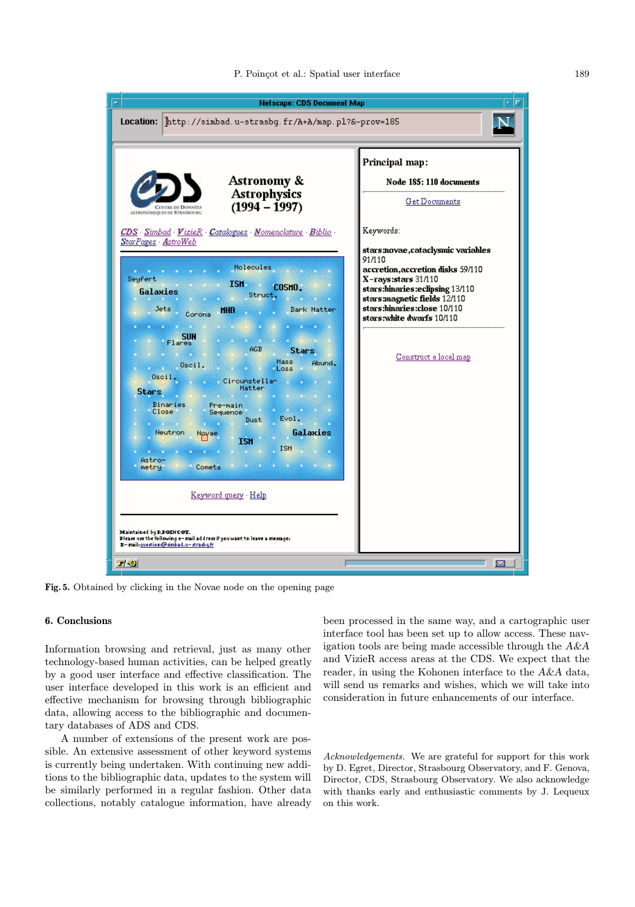Fig. 5. Obtained by clicking in the Novae node on the opening page

## 6. Conclusions

Information browsing and retrieval, just as many other technology-based human activities, can be helped greatly by a good user interface and effective classification. The user interface developed in this work is an efficient and effective mechanism for browsing through bibliographic data, allowing access to the bibliographic and documentary databases of ADS and CDS.

A number of extensions of the present work are possible. An extensive assessment of other keyword systems is currently being undertaken. With continuing new additions to the bibliographic data, updates to the system will be similarly performed in a regular fashion. Other data collections, notably catalogue information, have already been processed in the same way, and a cartographic user interface tool has been set up to allow access. These navigation tools are being made accessible through the *A&A* and VizieR access areas at the CDS. We expect that the reader, in using the Kohonen interface to the *A&A* data, will send us remarks and wishes, which we will take into consideration in future enhancements of our interface.

*Acknowledgements.* We are grateful for support for this work by D. Egret, Director, Strasbourg Observatory, and F. Genova, Director, CDS, Strasbourg Observatory. We also acknowledge with thanks early and enthusiastic comments by J. Lequeux on this work.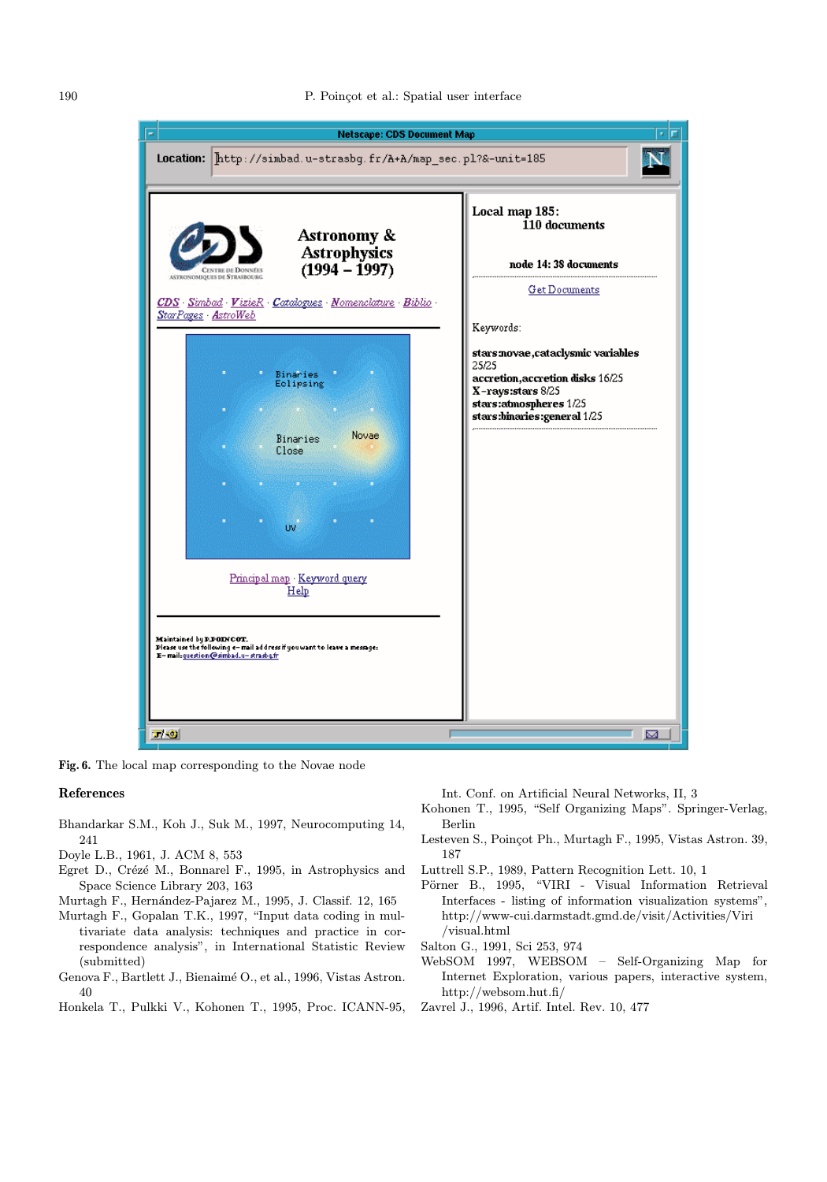**Fig. 6.** The local map corresponding to the Novae node

## References

Bhandarkar S.M., Koh J., Suk M., 1997, Neurocomputing 14, 241

Doyle L.B., 1961, J. ACM 8, 553

Egret D., Crézé M., Bonnarel F., 1995, in Astrophysics and Space Science Library 203, 163

Murtagh F., Hernández-Pajarez M., 1995, J. Classif. 12, 165

Murtagh F., Gopalan T.K., 1997, "Input data coding in multivariate data analysis: techniques and practice in correspondence analysis", in International Statistic Review (submitted)

Genova F., Bartlett J., Bienaimé O., et al., 1996, Vistas Astron. 40

Honkela T., Pulkki V., Kohonen T., 1995, Proc. ICANN-95, Int. Conf. on Artificial Neural Networks, II, 3

Kohonen T., 1995, "Self Organizing Maps". Springer-Verlag, Berlin

Lesteven S., Poinçot Ph., Murtagh F., 1995, Vistas Astron. 39, 187

Luttrell S.P., 1989, Pattern Recognition Lett. 10, 1

Pörner B., 1995, "VIRI - Visual Information Retrieval Interfaces - listing of information visualization systems", http://www-cui.darmstadt.gmd.de/visit/Activities/Viri/visual.html

Salton G., 1991, Sci 253, 974

WebSOM 1997, WEBSOM – Self-Organizing Map for Internet Exploration, various papers, interactive system, http://websom.hut.fi/

Zavrel J., 1996, Artif. Intel. Rev. 10, 477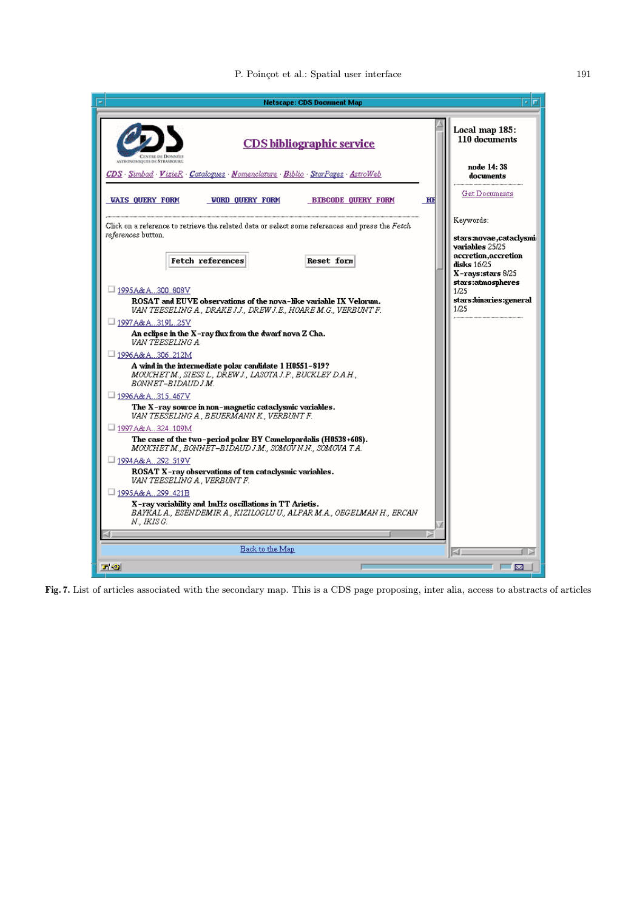**Fig. 7.** List of articles associated with the secondary map. This is a CDS page proposing, inter alia, access to abstracts of articles